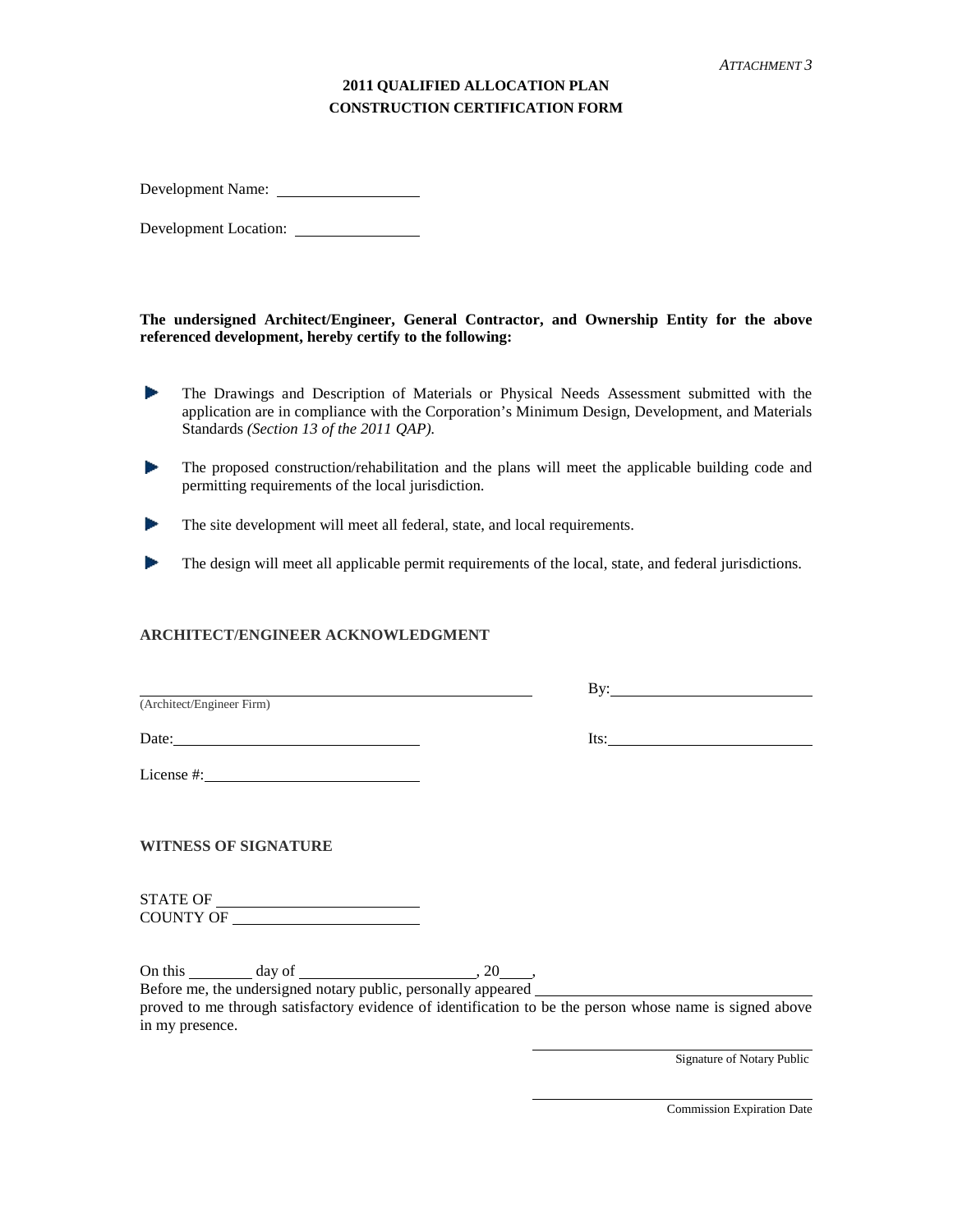*ATTACHMENT 3*

**2011 QUALIFIED ALLOCATION PLAN**
**CONSTRUCTION CERTIFICATION FORM**

Development Name: ____________________

Development Location: __________________

**The undersigned Architect/Engineer, General Contractor, and Ownership Entity for the above referenced development, hereby certify to the following:**

- The Drawings and Description of Materials or Physical Needs Assessment submitted with the application are in compliance with the Corporation's Minimum Design, Development, and Materials Standards *(Section 13 of the 2011 QAP).*
- The proposed construction/rehabilitation and the plans will meet the applicable building code and permitting requirements of the local jurisdiction.
- The site development will meet all federal, state, and local requirements.
- The design will meet all applicable permit requirements of the local, state, and federal jurisdictions.

**ARCHITECT/ENGINEER ACKNOWLEDGMENT**

______________________________________________ By: ____________________________
(Architect/Engineer Firm)

Date: ________________________________ Its: ____________________________

License #: ____________________________

**WITNESS OF SIGNATURE**

STATE OF ___________________________
COUNTY OF _________________________

On this ________ day of ______________________, 20____,
Before me, the undersigned notary public, personally appeared ____________________________________
proved to me through satisfactory evidence of identification to be the person whose name is signed above in my presence.

____________________________________
Signature of Notary Public

____________________________________
Commission Expiration Date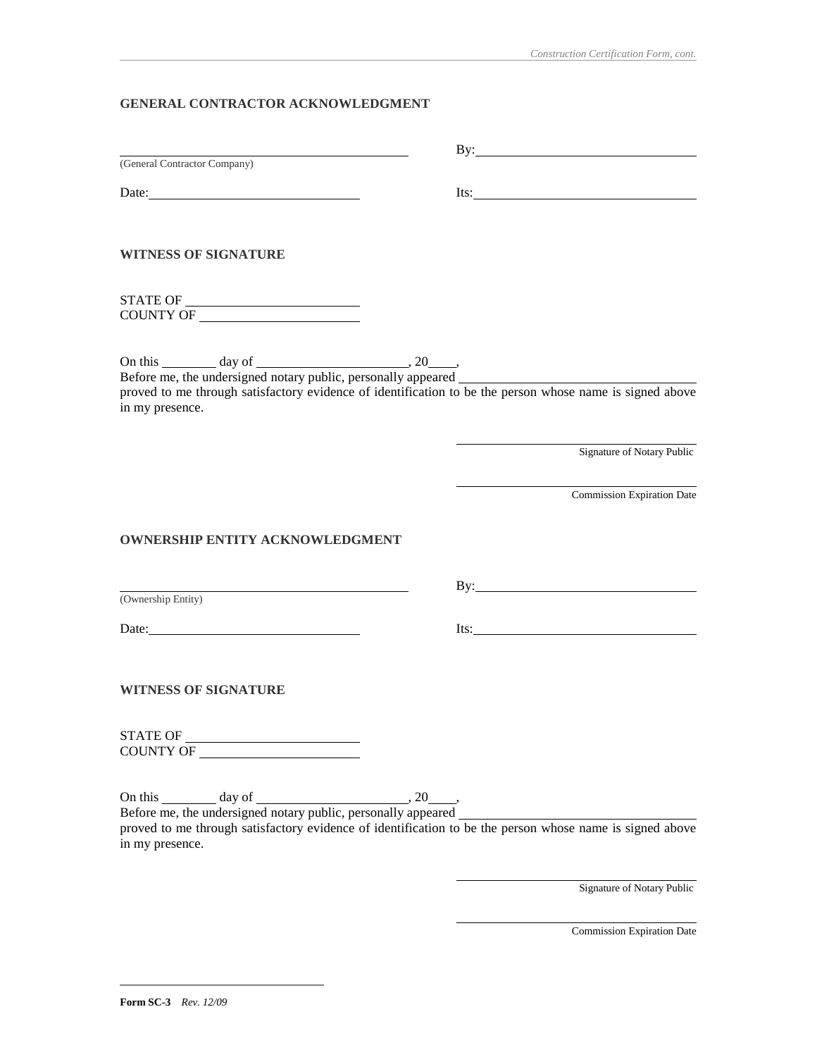## GENERAL CONTRACTOR ACKNOWLEDGMENT

______________________________________ By:______________________________
(General Contractor Company)

Date:____________________________ Its:______________________________

## WITNESS OF SIGNATURE

STATE OF ________________________
COUNTY OF ______________________

On this ________ day of ______________________, 20____,
Before me, the undersigned notary public, personally appeared ______________________________
proved to me through satisfactory evidence of identification to be the person whose name is signed above in my presence.

______________________________
Signature of Notary Public

______________________________
Commission Expiration Date

## OWNERSHIP ENTITY ACKNOWLEDGMENT

______________________________________ By:______________________________
(Ownership Entity)

Date:____________________________ Its:______________________________

## WITNESS OF SIGNATURE

STATE OF ________________________
COUNTY OF ______________________

On this ________ day of ______________________, 20____,
Before me, the undersigned notary public, personally appeared ______________________________
proved to me through satisfactory evidence of identification to be the person whose name is signed above in my presence.

______________________________
Signature of Notary Public

______________________________
Commission Expiration Date

**Form SC-3** *Rev. 12/09*